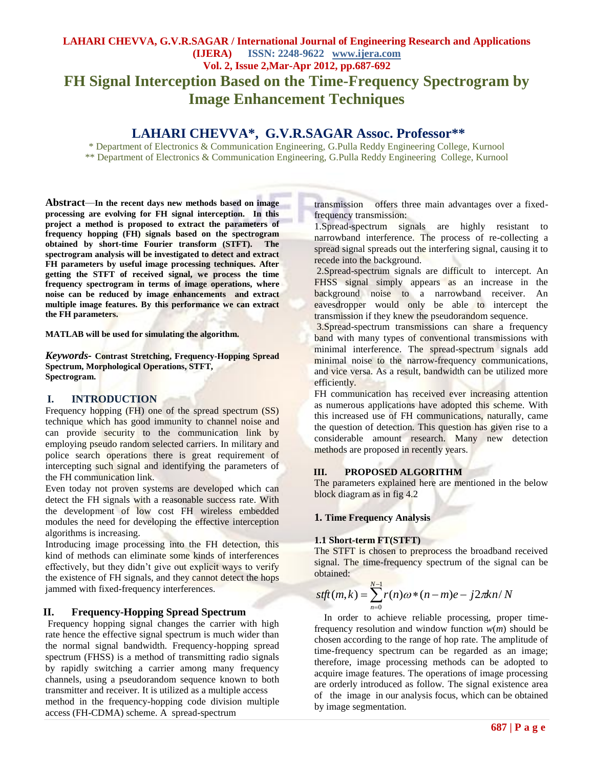# FH Signal Interception Based on the Time-Frequency Spectrogram by Image Enhancement Techniques

## LAHARI CHEVVA*, G.V.R.SAGAR Assoc. Professor**

\* Department of Electronics & Communication Engineering, G.Pulla Reddy Engineering College, Kurnool
\*\* Department of Electronics & Communication Engineering, G.Pulla Reddy Engineering College, Kurnool

**Abstract**—**In the recent days new methods based on image processing are evolving for FH signal interception. In this project a method is proposed to extract the parameters of frequency hopping (FH) signals based on the spectrogram obtained by short-time Fourier transform (STFT). The spectrogram analysis will be investigated to detect and extract FH parameters by useful image processing techniques. After getting the STFT of received signal, we process the time frequency spectrogram in terms of image operations, where noise can be reduced by image enhancements and extract multiple image features. By this performance we can extract the FH parameters.**

**MATLAB will be used for simulating the algorithm.**

***Keywords-*** **Contrast Stretching, Frequency-Hopping Spread Spectrum, Morphological Operations, STFT, Spectrogram.**

## I. INTRODUCTION

Frequency hopping (FH) one of the spread spectrum (SS) technique which has good immunity to channel noise and can provide security to the communication link by employing pseudo random selected carriers. In military and police search operations there is great requirement of intercepting such signal and identifying the parameters of the FH communication link.

Even today not proven systems are developed which can detect the FH signals with a reasonable success rate. With the development of low cost FH wireless embedded modules the need for developing the effective interception algorithms is increasing.

Introducing image processing into the FH detection, this kind of methods can eliminate some kinds of interferences effectively, but they didn't give out explicit ways to verify the existence of FH signals, and they cannot detect the hops jammed with fixed-frequency interferences.

## II. Frequency-Hopping Spread Spectrum

Frequency hopping signal changes the carrier with high rate hence the effective signal spectrum is much wider than the normal signal bandwidth. Frequency-hopping spread spectrum (FHSS) is a method of transmitting radio signals by rapidly switching a carrier among many frequency channels, using a pseudorandom sequence known to both transmitter and receiver. It is utilized as a multiple access method in the frequency-hopping code division multiple access (FH-CDMA) scheme. A spread-spectrum transmission offers three main advantages over a fixed-frequency transmission:

1.Spread-spectrum signals are highly resistant to narrowband interference. The process of re-collecting a spread signal spreads out the interfering signal, causing it to recede into the background.

2.Spread-spectrum signals are difficult to intercept. An FHSS signal simply appears as an increase in the background noise to a narrowband receiver. An eavesdropper would only be able to intercept the transmission if they knew the pseudorandom sequence.

3.Spread-spectrum transmissions can share a frequency band with many types of conventional transmissions with minimal interference. The spread-spectrum signals add minimal noise to the narrow-frequency communications, and vice versa. As a result, bandwidth can be utilized more efficiently.

FH communication has received ever increasing attention as numerous applications have adopted this scheme. With this increased use of FH communications, naturally, came the question of detection. This question has given rise to a considerable amount research. Many new detection methods are proposed in recently years.

## III. PROPOSED ALGORITHM

The parameters explained here are mentioned in the below block diagram as in fig 4.2

### 1. Time Frequency Analysis

#### 1.1 Short-term FT(STFT)

The STFT is chosen to preprocess the broadband received signal. The time-frequency spectrum of the signal can be obtained:

$$stft(m,k) = \sum_{n=0}^{N-1} r(n)\omega*(n-m)e - j2\pi kn/N$$

In order to achieve reliable processing, proper time-frequency resolution and window function $w(m)$ should be chosen according to the range of hop rate. The amplitude of time-frequency spectrum can be regarded as an image; therefore, image processing methods can be adopted to acquire image features. The operations of image processing are orderly introduced as follow. The signal existence area of the image in our analysis focus, which can be obtained by image segmentation.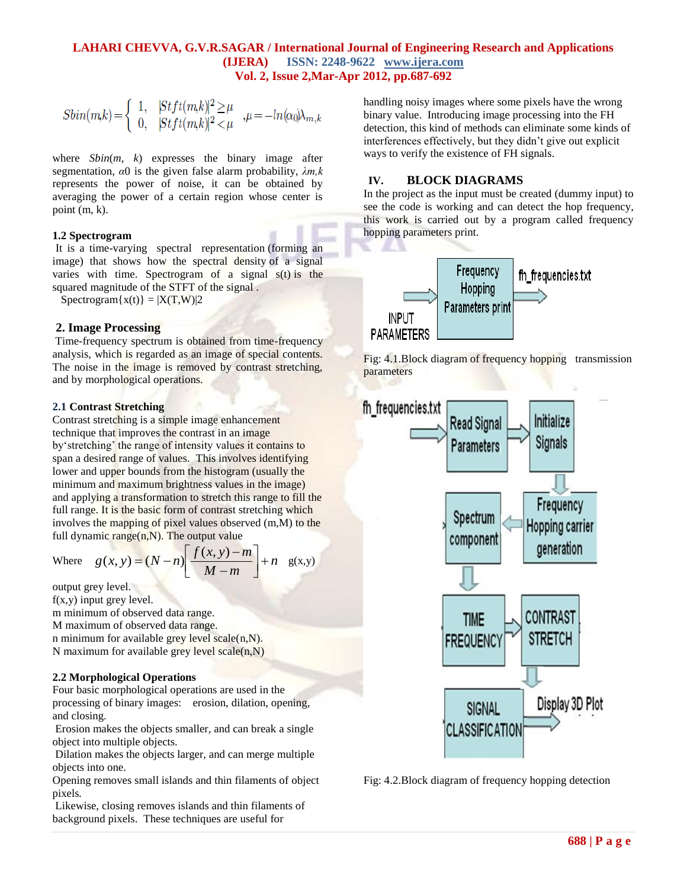$$Sbin(m,k) = \begin{cases} 1, & |Stft(m,k)|^2 \geq \mu \\ 0, & |Stft(m,k)|^2 < \mu \end{cases}, \mu = -\ln(\alpha_0)\lambda_{m,k}$$

where $Sbin(m, k)$ expresses the binary image after segmentation, $\alpha 0$ is the given false alarm probability, $\lambda m,k$ represents the power of noise, it can be obtained by averaging the power of a certain region whose center is point (m, k).

### 1.2 Spectrogram

It is a time-varying spectral representation (forming an image) that shows how the spectral density of a signal varies with time. Spectrogram of a signal s(t) is the squared magnitude of the STFT of the signal .

Spectrogram{x(t)} = |X(T,W)|2

## 2. Image Processing

Time-frequency spectrum is obtained from time-frequency analysis, which is regarded as an image of special contents. The noise in the image is removed by contrast stretching, and by morphological operations.

### 2.1 Contrast Stretching

Contrast stretching is a simple image enhancement technique that improves the contrast in an image by'stretching' the range of intensity values it contains to span a desired range of values. This involves identifying lower and upper bounds from the histogram (usually the minimum and maximum brightness values in the image) and applying a transformation to stretch this range to fill the full range. It is the basic form of contrast stretching which involves the mapping of pixel values observed (m,M) to the full dynamic range(n,N). The output value

Where $g(x,y) = (N-n)\left[\dfrac{f(x,y)-m}{M-m}\right] + n$ g(x,y)

output grey level.
f(x,y) input grey level.
m minimum of observed data range.
M maximum of observed data range.
n minimum for available grey level scale(n,N).
N maximum for available grey level scale(n,N)

### 2.2 Morphological Operations

Four basic morphological operations are used in the processing of binary images: erosion, dilation, opening, and closing.

Erosion makes the objects smaller, and can break a single object into multiple objects.

Dilation makes the objects larger, and can merge multiple objects into one.

Opening removes small islands and thin filaments of object pixels.

Likewise, closing removes islands and thin filaments of background pixels. These techniques are useful for handling noisy images where some pixels have the wrong binary value. Introducing image processing into the FH detection, this kind of methods can eliminate some kinds of interferences effectively, but they didn't give out explicit ways to verify the existence of FH signals.

## IV. BLOCK DIAGRAMS

In the project as the input must be created (dummy input) to see the code is working and can detect the hop frequency, this work is carried out by a program called frequency hopping parameters print.

INPUT PARAMETERS → Frequency Hopping Parameters print → fh_frequencies.txt

Fig: 4.1.Block diagram of frequency hopping transmission parameters

fh_frequencies.txt → Read Signal Parameters → Initialize Signals → Frequency Hopping carrier generation → Spectrum component → TIME FREQUENCY → CONTRAST STRETCH → SIGNAL CLASSIFICATION → Display 3D Plot

Fig: 4.2.Block diagram of frequency hopping detection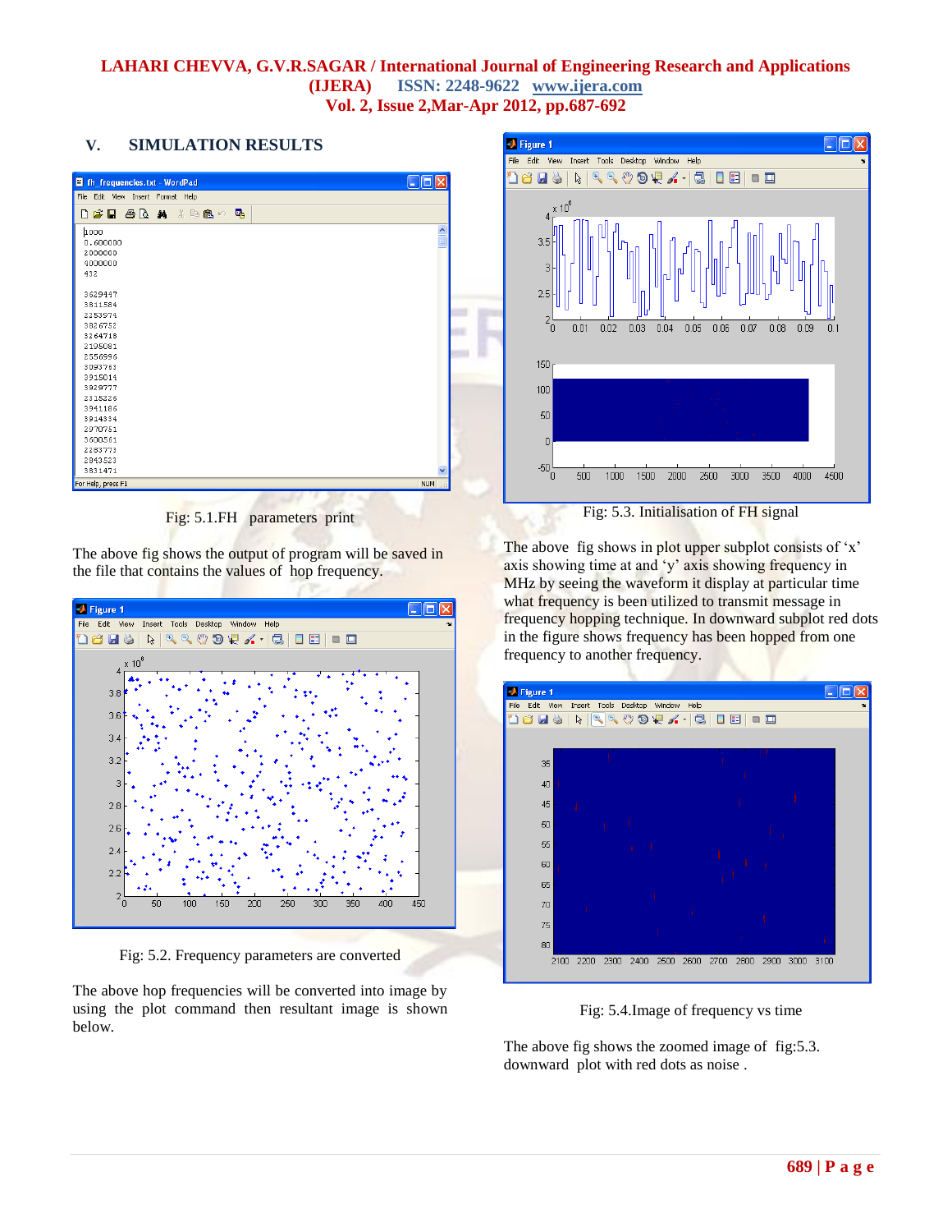## V. SIMULATION RESULTS

Fig: 5.1.FH parameters print

The above fig shows the output of program will be saved in the file that contains the values of hop frequency.

Fig: 5.2. Frequency parameters are converted

The above hop frequencies will be converted into image by using the plot command then resultant image is shown below.

Fig: 5.3. Initialisation of FH signal

The above fig shows in plot upper subplot consists of 'x' axis showing time at and 'y' axis showing frequency in MHz by seeing the waveform it display at particular time what frequency is been utilized to transmit message in frequency hopping technique. In downward subplot red dots in the figure shows frequency has been hopped from one frequency to another frequency.

Fig: 5.4.Image of frequency vs time

The above fig shows the zoomed image of fig:5.3. downward plot with red dots as noise .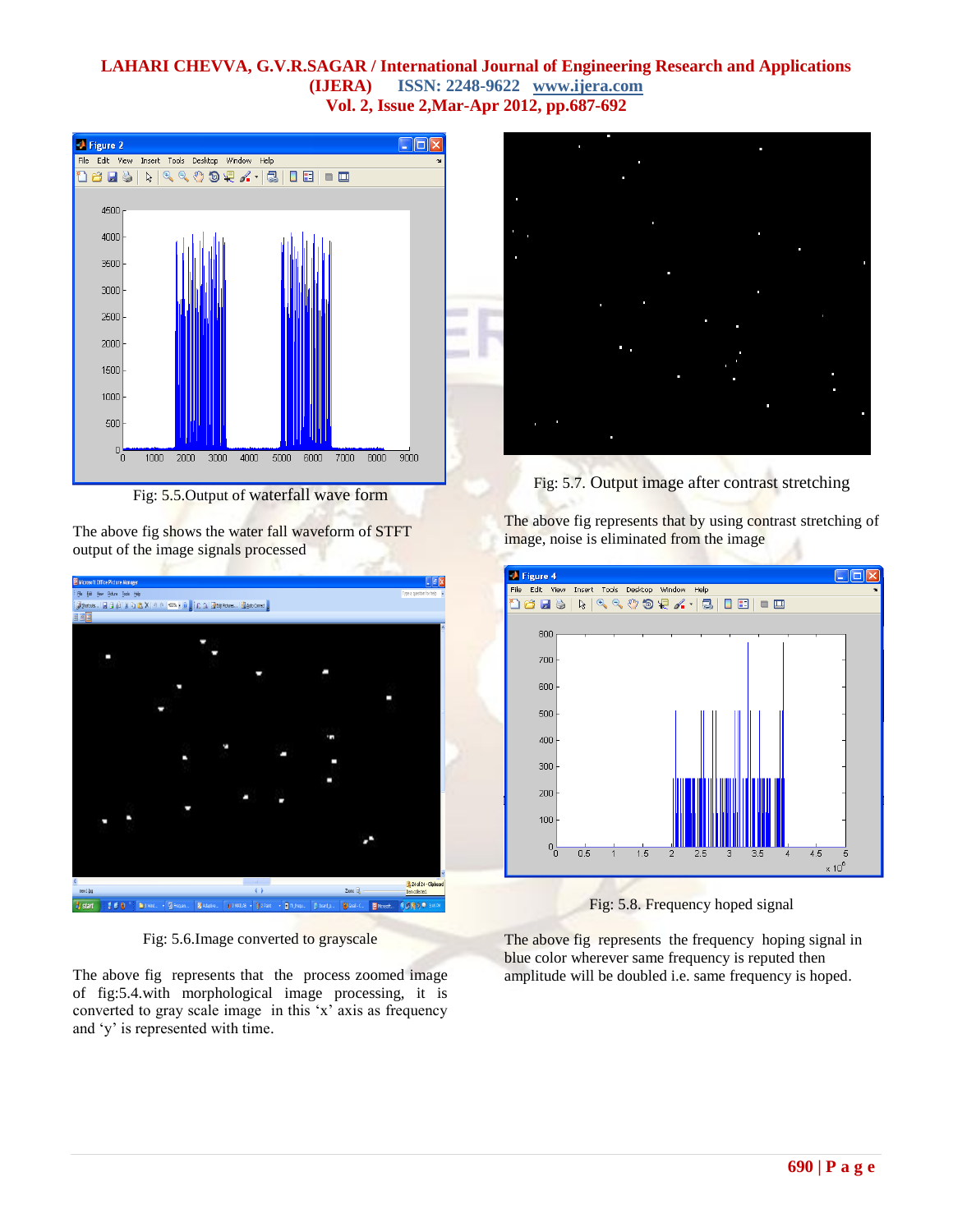Fig: 5.5.Output of waterfall wave form

The above fig shows the water fall waveform of STFT output of the image signals processed

Fig: 5.6.Image converted to grayscale

The above fig represents that the process zoomed image of fig:5.4.with morphological image processing, it is converted to gray scale image in this 'x' axis as frequency and 'y' is represented with time.

Fig: 5.7. Output image after contrast stretching

The above fig represents that by using contrast stretching of image, noise is eliminated from the image

Fig: 5.8. Frequency hoped signal

The above fig represents the frequency hoping signal in blue color wherever same frequency is reputed then amplitude will be doubled i.e. same frequency is hoped.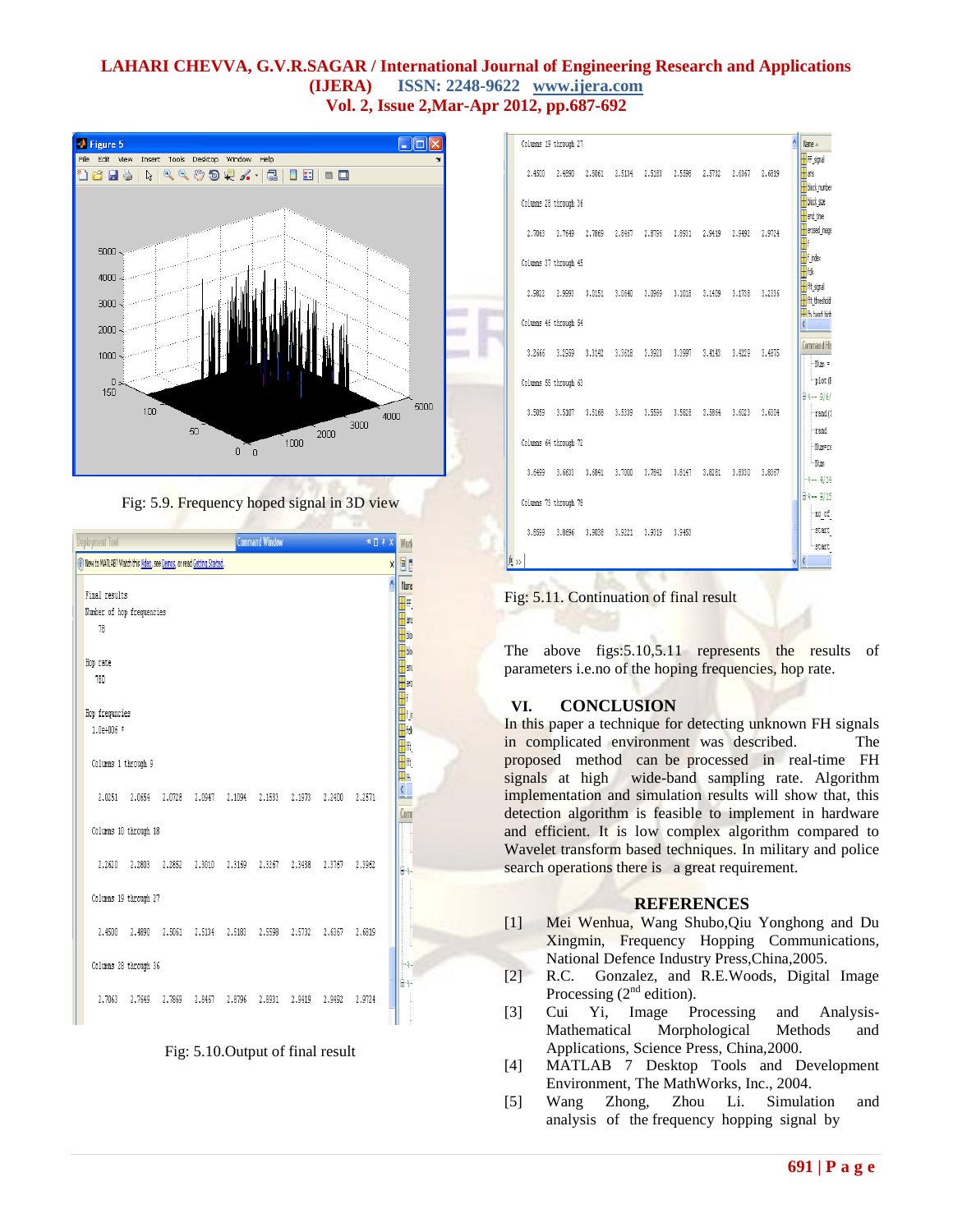Fig: 5.9. Frequency hoped signal in 3D view

Fig: 5.10.Output of final result

Fig: 5.11. Continuation of final result

The above figs:5.10,5.11 represents the results of parameters i.e.no of the hoping frequencies, hop rate.

## VI. CONCLUSION

In this paper a technique for detecting unknown FH signals in complicated environment was described. The proposed method can be processed in real-time FH signals at high wide-band sampling rate. Algorithm implementation and simulation results will show that, this detection algorithm is feasible to implement in hardware and efficient. It is low complex algorithm compared to Wavelet transform based techniques. In military and police search operations there is a great requirement.

## REFERENCES

[1] Mei Wenhua, Wang Shubo,Qiu Yonghong and Du Xingmin, Frequency Hopping Communications, National Defence Industry Press,China,2005.

[2] R.C. Gonzalez, and R.E.Woods, Digital Image Processing (2nd edition).

[3] Cui Yi, Image Processing and Analysis-Mathematical Morphological Methods and Applications, Science Press, China,2000.

[4] MATLAB 7 Desktop Tools and Development Environment, The MathWorks, Inc., 2004.

[5] Wang Zhong, Zhou Li. Simulation and analysis of the frequency hopping signal by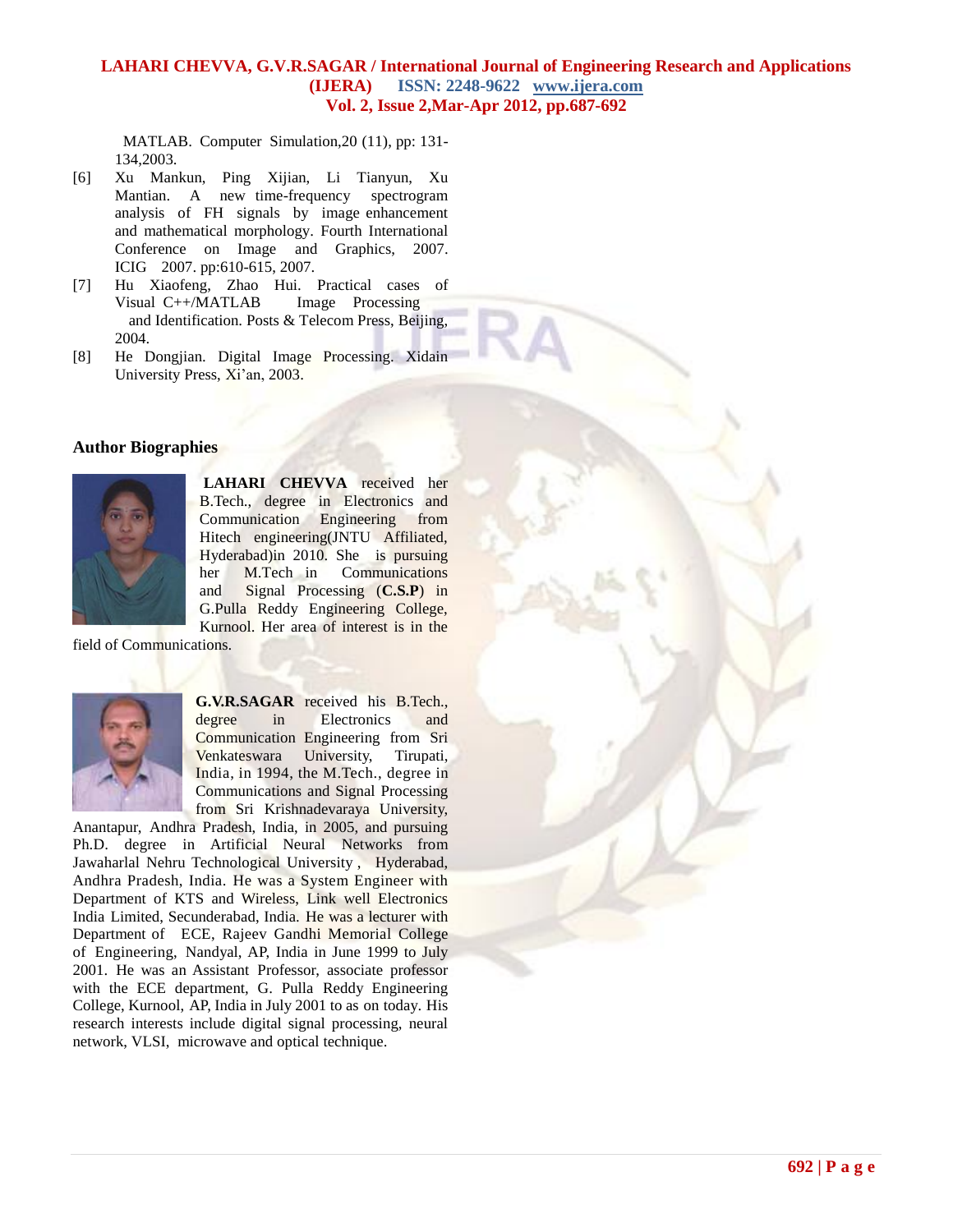MATLAB. Computer Simulation,20 (11), pp: 131-134,2003.

[6] Xu Mankun, Ping Xijian, Li Tianyun, Xu Mantian. A new time-frequency spectrogram analysis of FH signals by image enhancement and mathematical morphology. Fourth International Conference on Image and Graphics, 2007. ICIG 2007. pp:610-615, 2007.

[7] Hu Xiaofeng, Zhao Hui. Practical cases of Visual C++/MATLAB Image Processing and Identification. Posts & Telecom Press, Beijing, 2004.

[8] He Dongjian. Digital Image Processing. Xidain University Press, Xi'an, 2003.

### Author Biographies

**LAHARI CHEVVA** received her B.Tech., degree in Electronics and Communication Engineering from Hitech engineering(JNTU Affiliated, Hyderabad)in 2010. She is pursuing her M.Tech in Communications and Signal Processing (**C.S.P**) in G.Pulla Reddy Engineering College, Kurnool. Her area of interest is in the field of Communications.

**G.V.R.SAGAR** received his B.Tech., degree in Electronics and Communication Engineering from Sri Venkateswara University, Tirupati, India, in 1994, the M.Tech., degree in Communications and Signal Processing from Sri Krishnadevaraya University, Anantapur, Andhra Pradesh, India, in 2005, and pursuing Ph.D. degree in Artificial Neural Networks from Jawaharlal Nehru Technological University , Hyderabad, Andhra Pradesh, India. He was a System Engineer with Department of KTS and Wireless, Link well Electronics India Limited, Secunderabad, India. He was a lecturer with Department of ECE, Rajeev Gandhi Memorial College of Engineering, Nandyal, AP, India in June 1999 to July 2001. He was an Assistant Professor, associate professor with the ECE department, G. Pulla Reddy Engineering College, Kurnool, AP, India in July 2001 to as on today. His research interests include digital signal processing, neural network, VLSI, microwave and optical technique.